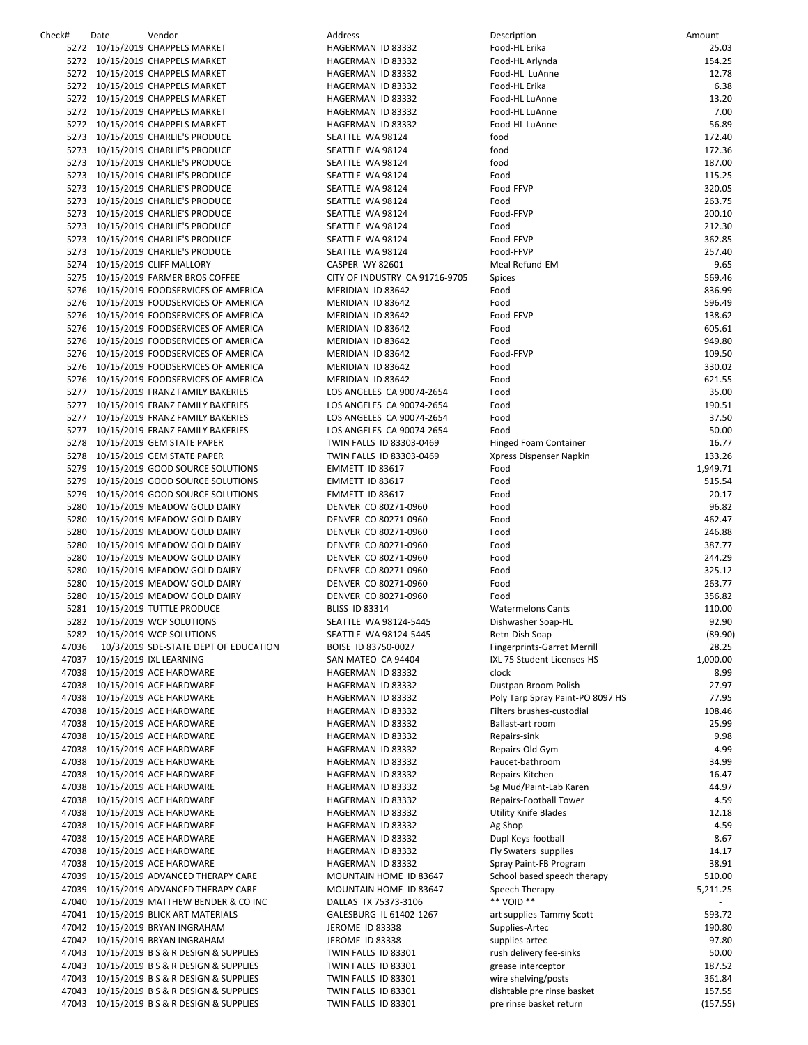| Check# | Date | Vendor | Address | Description | Amount |
|---|---|---|---|---|---|
| 5272 | 10/15/2019 | CHAPPELS MARKET | HAGERMAN ID 83332 | Food-HL Erika | 25.03 |
| 5272 | 10/15/2019 | CHAPPELS MARKET | HAGERMAN ID 83332 | Food-HL Arlynda | 154.25 |
| 5272 | 10/15/2019 | CHAPPELS MARKET | HAGERMAN ID 83332 | Food-HL LuAnne | 12.78 |
| 5272 | 10/15/2019 | CHAPPELS MARKET | HAGERMAN ID 83332 | Food-HL Erika | 6.38 |
| 5272 | 10/15/2019 | CHAPPELS MARKET | HAGERMAN ID 83332 | Food-HL LuAnne | 13.20 |
| 5272 | 10/15/2019 | CHAPPELS MARKET | HAGERMAN ID 83332 | Food-HL LuAnne | 7.00 |
| 5272 | 10/15/2019 | CHAPPELS MARKET | HAGERMAN ID 83332 | Food-HL LuAnne | 56.89 |
| 5273 | 10/15/2019 | CHARLIE'S PRODUCE | SEATTLE WA 98124 | food | 172.40 |
| 5273 | 10/15/2019 | CHARLIE'S PRODUCE | SEATTLE WA 98124 | food | 172.36 |
| 5273 | 10/15/2019 | CHARLIE'S PRODUCE | SEATTLE WA 98124 | food | 187.00 |
| 5273 | 10/15/2019 | CHARLIE'S PRODUCE | SEATTLE WA 98124 | Food | 115.25 |
| 5273 | 10/15/2019 | CHARLIE'S PRODUCE | SEATTLE WA 98124 | Food-FFVP | 320.05 |
| 5273 | 10/15/2019 | CHARLIE'S PRODUCE | SEATTLE WA 98124 | Food | 263.75 |
| 5273 | 10/15/2019 | CHARLIE'S PRODUCE | SEATTLE WA 98124 | Food-FFVP | 200.10 |
| 5273 | 10/15/2019 | CHARLIE'S PRODUCE | SEATTLE WA 98124 | Food | 212.30 |
| 5273 | 10/15/2019 | CHARLIE'S PRODUCE | SEATTLE WA 98124 | Food-FFVP | 362.85 |
| 5273 | 10/15/2019 | CHARLIE'S PRODUCE | SEATTLE WA 98124 | Food-FFVP | 257.40 |
| 5274 | 10/15/2019 | CLIFF MALLORY | CASPER WY 82601 | Meal Refund-EM | 9.65 |
| 5275 | 10/15/2019 | FARMER BROS COFFEE | CITY OF INDUSTRY CA 91716-9705 | Spices | 569.46 |
| 5276 | 10/15/2019 | FOODSERVICES OF AMERICA | MERIDIAN ID 83642 | Food | 836.99 |
| 5276 | 10/15/2019 | FOODSERVICES OF AMERICA | MERIDIAN ID 83642 | Food | 596.49 |
| 5276 | 10/15/2019 | FOODSERVICES OF AMERICA | MERIDIAN ID 83642 | Food-FFVP | 138.62 |
| 5276 | 10/15/2019 | FOODSERVICES OF AMERICA | MERIDIAN ID 83642 | Food | 605.61 |
| 5276 | 10/15/2019 | FOODSERVICES OF AMERICA | MERIDIAN ID 83642 | Food | 949.80 |
| 5276 | 10/15/2019 | FOODSERVICES OF AMERICA | MERIDIAN ID 83642 | Food-FFVP | 109.50 |
| 5276 | 10/15/2019 | FOODSERVICES OF AMERICA | MERIDIAN ID 83642 | Food | 330.02 |
| 5276 | 10/15/2019 | FOODSERVICES OF AMERICA | MERIDIAN ID 83642 | Food | 621.55 |
| 5277 | 10/15/2019 | FRANZ FAMILY BAKERIES | LOS ANGELES CA 90074-2654 | Food | 35.00 |
| 5277 | 10/15/2019 | FRANZ FAMILY BAKERIES | LOS ANGELES CA 90074-2654 | Food | 190.51 |
| 5277 | 10/15/2019 | FRANZ FAMILY BAKERIES | LOS ANGELES CA 90074-2654 | Food | 37.50 |
| 5277 | 10/15/2019 | FRANZ FAMILY BAKERIES | LOS ANGELES CA 90074-2654 | Food | 50.00 |
| 5278 | 10/15/2019 | GEM STATE PAPER | TWIN FALLS ID 83303-0469 | Hinged Foam Container | 16.77 |
| 5278 | 10/15/2019 | GEM STATE PAPER | TWIN FALLS ID 83303-0469 | Xpress Dispenser Napkin | 133.26 |
| 5279 | 10/15/2019 | GOOD SOURCE SOLUTIONS | EMMETT ID 83617 | Food | 1,949.71 |
| 5279 | 10/15/2019 | GOOD SOURCE SOLUTIONS | EMMETT ID 83617 | Food | 515.54 |
| 5279 | 10/15/2019 | GOOD SOURCE SOLUTIONS | EMMETT ID 83617 | Food | 20.17 |
| 5280 | 10/15/2019 | MEADOW GOLD DAIRY | DENVER CO 80271-0960 | Food | 96.82 |
| 5280 | 10/15/2019 | MEADOW GOLD DAIRY | DENVER CO 80271-0960 | Food | 462.47 |
| 5280 | 10/15/2019 | MEADOW GOLD DAIRY | DENVER CO 80271-0960 | Food | 246.88 |
| 5280 | 10/15/2019 | MEADOW GOLD DAIRY | DENVER CO 80271-0960 | Food | 387.77 |
| 5280 | 10/15/2019 | MEADOW GOLD DAIRY | DENVER CO 80271-0960 | Food | 244.29 |
| 5280 | 10/15/2019 | MEADOW GOLD DAIRY | DENVER CO 80271-0960 | Food | 325.12 |
| 5280 | 10/15/2019 | MEADOW GOLD DAIRY | DENVER CO 80271-0960 | Food | 263.77 |
| 5280 | 10/15/2019 | MEADOW GOLD DAIRY | DENVER CO 80271-0960 | Food | 356.82 |
| 5281 | 10/15/2019 | TUTTLE PRODUCE | BLISS ID 83314 | Watermelons Cants | 110.00 |
| 5282 | 10/15/2019 | WCP SOLUTIONS | SEATTLE WA 98124-5445 | Dishwasher Soap-HL | 92.90 |
| 5282 | 10/15/2019 | WCP SOLUTIONS | SEATTLE WA 98124-5445 | Retn-Dish Soap | (89.90) |
| 47036 | 10/3/2019 | SDE-STATE DEPT OF EDUCATION | BOISE ID 83750-0027 | Fingerprints-Garret Merrill | 28.25 |
| 47037 | 10/15/2019 | IXL LEARNING | SAN MATEO CA 94404 | IXL 75 Student Licenses-HS | 1,000.00 |
| 47038 | 10/15/2019 | ACE HARDWARE | HAGERMAN ID 83332 | clock | 8.99 |
| 47038 | 10/15/2019 | ACE HARDWARE | HAGERMAN ID 83332 | Dustpan Broom Polish | 27.97 |
| 47038 | 10/15/2019 | ACE HARDWARE | HAGERMAN ID 83332 | Poly Tarp Spray Paint-PO 8097 HS | 77.95 |
| 47038 | 10/15/2019 | ACE HARDWARE | HAGERMAN ID 83332 | Filters brushes-custodial | 108.46 |
| 47038 | 10/15/2019 | ACE HARDWARE | HAGERMAN ID 83332 | Ballast-art room | 25.99 |
| 47038 | 10/15/2019 | ACE HARDWARE | HAGERMAN ID 83332 | Repairs-sink | 9.98 |
| 47038 | 10/15/2019 | ACE HARDWARE | HAGERMAN ID 83332 | Repairs-Old Gym | 4.99 |
| 47038 | 10/15/2019 | ACE HARDWARE | HAGERMAN ID 83332 | Faucet-bathroom | 34.99 |
| 47038 | 10/15/2019 | ACE HARDWARE | HAGERMAN ID 83332 | Repairs-Kitchen | 16.47 |
| 47038 | 10/15/2019 | ACE HARDWARE | HAGERMAN ID 83332 | 5g Mud/Paint-Lab Karen | 44.97 |
| 47038 | 10/15/2019 | ACE HARDWARE | HAGERMAN ID 83332 | Repairs-Football Tower | 4.59 |
| 47038 | 10/15/2019 | ACE HARDWARE | HAGERMAN ID 83332 | Utility Knife Blades | 12.18 |
| 47038 | 10/15/2019 | ACE HARDWARE | HAGERMAN ID 83332 | Ag Shop | 4.59 |
| 47038 | 10/15/2019 | ACE HARDWARE | HAGERMAN ID 83332 | Dupl Keys-football | 8.67 |
| 47038 | 10/15/2019 | ACE HARDWARE | HAGERMAN ID 83332 | Fly Swaters supplies | 14.17 |
| 47038 | 10/15/2019 | ACE HARDWARE | HAGERMAN ID 83332 | Spray Paint-FB Program | 38.91 |
| 47039 | 10/15/2019 | ADVANCED THERAPY CARE | MOUNTAIN HOME ID 83647 | School based speech therapy | 510.00 |
| 47039 | 10/15/2019 | ADVANCED THERAPY CARE | MOUNTAIN HOME ID 83647 | Speech Therapy | 5,211.25 |
| 47040 | 10/15/2019 | MATTHEW BENDER & CO INC | DALLAS TX 75373-3106 | ** VOID ** | - |
| 47041 | 10/15/2019 | BLICK ART MATERIALS | GALESBURG IL 61402-1267 | art supplies-Tammy Scott | 593.72 |
| 47042 | 10/15/2019 | BRYAN INGRAHAM | JEROME ID 83338 | Supplies-Artec | 190.80 |
| 47042 | 10/15/2019 | BRYAN INGRAHAM | JEROME ID 83338 | supplies-artec | 97.80 |
| 47043 | 10/15/2019 | B S & R DESIGN & SUPPLIES | TWIN FALLS ID 83301 | rush delivery fee-sinks | 50.00 |
| 47043 | 10/15/2019 | B S & R DESIGN & SUPPLIES | TWIN FALLS ID 83301 | grease interceptor | 187.52 |
| 47043 | 10/15/2019 | B S & R DESIGN & SUPPLIES | TWIN FALLS ID 83301 | wire shelving/posts | 361.84 |
| 47043 | 10/15/2019 | B S & R DESIGN & SUPPLIES | TWIN FALLS ID 83301 | dishtable pre rinse basket | 157.55 |
| 47043 | 10/15/2019 | B S & R DESIGN & SUPPLIES | TWIN FALLS ID 83301 | pre rinse basket return | (157.55) |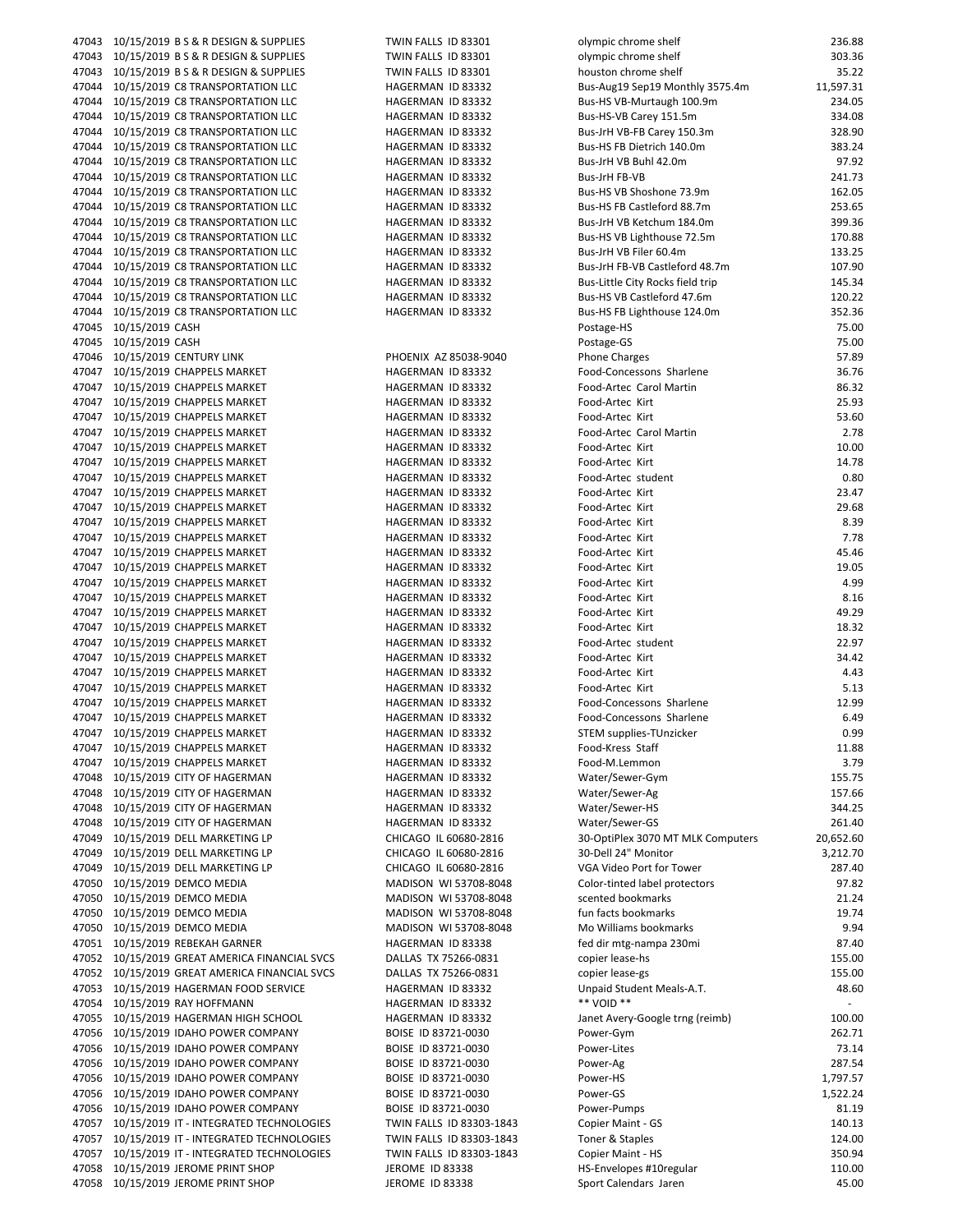| | | | | | |
|---|---|---|---|---|---|
| 47043 | 10/15/2019 | B S & R DESIGN & SUPPLIES | TWIN FALLS ID 83301 | olympic chrome shelf | 236.88 |
| 47043 | 10/15/2019 | B S & R DESIGN & SUPPLIES | TWIN FALLS ID 83301 | olympic chrome shelf | 303.36 |
| 47043 | 10/15/2019 | B S & R DESIGN & SUPPLIES | TWIN FALLS ID 83301 | houston chrome shelf | 35.22 |
| 47044 | 10/15/2019 | C8 TRANSPORTATION LLC | HAGERMAN ID 83332 | Bus-Aug19 Sep19 Monthly 3575.4m | 11,597.31 |
| 47044 | 10/15/2019 | C8 TRANSPORTATION LLC | HAGERMAN ID 83332 | Bus-HS VB-Murtaugh 100.9m | 234.05 |
| 47044 | 10/15/2019 | C8 TRANSPORTATION LLC | HAGERMAN ID 83332 | Bus-HS-VB Carey 151.5m | 334.08 |
| 47044 | 10/15/2019 | C8 TRANSPORTATION LLC | HAGERMAN ID 83332 | Bus-JrH VB-FB Carey 150.3m | 328.90 |
| 47044 | 10/15/2019 | C8 TRANSPORTATION LLC | HAGERMAN ID 83332 | Bus-HS FB Dietrich 140.0m | 383.24 |
| 47044 | 10/15/2019 | C8 TRANSPORTATION LLC | HAGERMAN ID 83332 | Bus-JrH VB Buhl 42.0m | 97.92 |
| 47044 | 10/15/2019 | C8 TRANSPORTATION LLC | HAGERMAN ID 83332 | Bus-JrH FB-VB | 241.73 |
| 47044 | 10/15/2019 | C8 TRANSPORTATION LLC | HAGERMAN ID 83332 | Bus-HS VB Shoshone 73.9m | 162.05 |
| 47044 | 10/15/2019 | C8 TRANSPORTATION LLC | HAGERMAN ID 83332 | Bus-HS FB Castleford 88.7m | 253.65 |
| 47044 | 10/15/2019 | C8 TRANSPORTATION LLC | HAGERMAN ID 83332 | Bus-JrH VB Ketchum 184.0m | 399.36 |
| 47044 | 10/15/2019 | C8 TRANSPORTATION LLC | HAGERMAN ID 83332 | Bus-HS VB Lighthouse 72.5m | 170.88 |
| 47044 | 10/15/2019 | C8 TRANSPORTATION LLC | HAGERMAN ID 83332 | Bus-JrH VB Filer 60.4m | 133.25 |
| 47044 | 10/15/2019 | C8 TRANSPORTATION LLC | HAGERMAN ID 83332 | Bus-JrH FB-VB Castleford 48.7m | 107.90 |
| 47044 | 10/15/2019 | C8 TRANSPORTATION LLC | HAGERMAN ID 83332 | Bus-Little City Rocks field trip | 145.34 |
| 47044 | 10/15/2019 | C8 TRANSPORTATION LLC | HAGERMAN ID 83332 | Bus-HS VB Castleford 47.6m | 120.22 |
| 47044 | 10/15/2019 | C8 TRANSPORTATION LLC | HAGERMAN ID 83332 | Bus-HS FB Lighthouse 124.0m | 352.36 |
| 47045 | 10/15/2019 | CASH | | Postage-HS | 75.00 |
| 47045 | 10/15/2019 | CASH | | Postage-GS | 75.00 |
| 47046 | 10/15/2019 | CENTURY LINK | PHOENIX AZ 85038-9040 | Phone Charges | 57.89 |
| 47047 | 10/15/2019 | CHAPPELS MARKET | HAGERMAN ID 83332 | Food-Concessons Sharlene | 36.76 |
| 47047 | 10/15/2019 | CHAPPELS MARKET | HAGERMAN ID 83332 | Food-Artec Carol Martin | 86.32 |
| 47047 | 10/15/2019 | CHAPPELS MARKET | HAGERMAN ID 83332 | Food-Artec Kirt | 25.93 |
| 47047 | 10/15/2019 | CHAPPELS MARKET | HAGERMAN ID 83332 | Food-Artec Kirt | 53.60 |
| 47047 | 10/15/2019 | CHAPPELS MARKET | HAGERMAN ID 83332 | Food-Artec Carol Martin | 2.78 |
| 47047 | 10/15/2019 | CHAPPELS MARKET | HAGERMAN ID 83332 | Food-Artec Kirt | 10.00 |
| 47047 | 10/15/2019 | CHAPPELS MARKET | HAGERMAN ID 83332 | Food-Artec Kirt | 14.78 |
| 47047 | 10/15/2019 | CHAPPELS MARKET | HAGERMAN ID 83332 | Food-Artec student | 0.80 |
| 47047 | 10/15/2019 | CHAPPELS MARKET | HAGERMAN ID 83332 | Food-Artec Kirt | 23.47 |
| 47047 | 10/15/2019 | CHAPPELS MARKET | HAGERMAN ID 83332 | Food-Artec Kirt | 29.68 |
| 47047 | 10/15/2019 | CHAPPELS MARKET | HAGERMAN ID 83332 | Food-Artec Kirt | 8.39 |
| 47047 | 10/15/2019 | CHAPPELS MARKET | HAGERMAN ID 83332 | Food-Artec Kirt | 7.78 |
| 47047 | 10/15/2019 | CHAPPELS MARKET | HAGERMAN ID 83332 | Food-Artec Kirt | 45.46 |
| 47047 | 10/15/2019 | CHAPPELS MARKET | HAGERMAN ID 83332 | Food-Artec Kirt | 19.05 |
| 47047 | 10/15/2019 | CHAPPELS MARKET | HAGERMAN ID 83332 | Food-Artec Kirt | 4.99 |
| 47047 | 10/15/2019 | CHAPPELS MARKET | HAGERMAN ID 83332 | Food-Artec Kirt | 8.16 |
| 47047 | 10/15/2019 | CHAPPELS MARKET | HAGERMAN ID 83332 | Food-Artec Kirt | 49.29 |
| 47047 | 10/15/2019 | CHAPPELS MARKET | HAGERMAN ID 83332 | Food-Artec Kirt | 18.32 |
| 47047 | 10/15/2019 | CHAPPELS MARKET | HAGERMAN ID 83332 | Food-Artec student | 22.97 |
| 47047 | 10/15/2019 | CHAPPELS MARKET | HAGERMAN ID 83332 | Food-Artec Kirt | 34.42 |
| 47047 | 10/15/2019 | CHAPPELS MARKET | HAGERMAN ID 83332 | Food-Artec Kirt | 4.43 |
| 47047 | 10/15/2019 | CHAPPELS MARKET | HAGERMAN ID 83332 | Food-Artec Kirt | 5.13 |
| 47047 | 10/15/2019 | CHAPPELS MARKET | HAGERMAN ID 83332 | Food-Concessons Sharlene | 12.99 |
| 47047 | 10/15/2019 | CHAPPELS MARKET | HAGERMAN ID 83332 | Food-Concessons Sharlene | 6.49 |
| 47047 | 10/15/2019 | CHAPPELS MARKET | HAGERMAN ID 83332 | STEM supplies-TUnzicker | 0.99 |
| 47047 | 10/15/2019 | CHAPPELS MARKET | HAGERMAN ID 83332 | Food-Kress Staff | 11.88 |
| 47047 | 10/15/2019 | CHAPPELS MARKET | HAGERMAN ID 83332 | Food-M.Lemmon | 3.79 |
| 47048 | 10/15/2019 | CITY OF HAGERMAN | HAGERMAN ID 83332 | Water/Sewer-Gym | 155.75 |
| 47048 | 10/15/2019 | CITY OF HAGERMAN | HAGERMAN ID 83332 | Water/Sewer-Ag | 157.66 |
| 47048 | 10/15/2019 | CITY OF HAGERMAN | HAGERMAN ID 83332 | Water/Sewer-HS | 344.25 |
| 47048 | 10/15/2019 | CITY OF HAGERMAN | HAGERMAN ID 83332 | Water/Sewer-GS | 261.40 |
| 47049 | 10/15/2019 | DELL MARKETING LP | CHICAGO IL 60680-2816 | 30-OptiPlex 3070 MT MLK Computers | 20,652.60 |
| 47049 | 10/15/2019 | DELL MARKETING LP | CHICAGO IL 60680-2816 | 30-Dell 24" Monitor | 3,212.70 |
| 47049 | 10/15/2019 | DELL MARKETING LP | CHICAGO IL 60680-2816 | VGA Video Port for Tower | 287.40 |
| 47050 | 10/15/2019 | DEMCO MEDIA | MADISON WI 53708-8048 | Color-tinted label protectors | 97.82 |
| 47050 | 10/15/2019 | DEMCO MEDIA | MADISON WI 53708-8048 | scented bookmarks | 21.24 |
| 47050 | 10/15/2019 | DEMCO MEDIA | MADISON WI 53708-8048 | fun facts bookmarks | 19.74 |
| 47050 | 10/15/2019 | DEMCO MEDIA | MADISON WI 53708-8048 | Mo Williams bookmarks | 9.94 |
| 47051 | 10/15/2019 | REBEKAH GARNER | HAGERMAN ID 83338 | fed dir mtg-nampa 230mi | 87.40 |
| 47052 | 10/15/2019 | GREAT AMERICA FINANCIAL SVCS | DALLAS TX 75266-0831 | copier lease-hs | 155.00 |
| 47052 | 10/15/2019 | GREAT AMERICA FINANCIAL SVCS | DALLAS TX 75266-0831 | copier lease-gs | 155.00 |
| 47053 | 10/15/2019 | HAGERMAN FOOD SERVICE | HAGERMAN ID 83332 | Unpaid Student Meals-A.T. | 48.60 |
| 47054 | 10/15/2019 | RAY HOFFMANN | HAGERMAN ID 83332 | ** VOID ** | - |
| 47055 | 10/15/2019 | HAGERMAN HIGH SCHOOL | HAGERMAN ID 83332 | Janet Avery-Google trng (reimb) | 100.00 |
| 47056 | 10/15/2019 | IDAHO POWER COMPANY | BOISE ID 83721-0030 | Power-Gym | 262.71 |
| 47056 | 10/15/2019 | IDAHO POWER COMPANY | BOISE ID 83721-0030 | Power-Lites | 73.14 |
| 47056 | 10/15/2019 | IDAHO POWER COMPANY | BOISE ID 83721-0030 | Power-Ag | 287.54 |
| 47056 | 10/15/2019 | IDAHO POWER COMPANY | BOISE ID 83721-0030 | Power-HS | 1,797.57 |
| 47056 | 10/15/2019 | IDAHO POWER COMPANY | BOISE ID 83721-0030 | Power-GS | 1,522.24 |
| 47056 | 10/15/2019 | IDAHO POWER COMPANY | BOISE ID 83721-0030 | Power-Pumps | 81.19 |
| 47057 | 10/15/2019 | IT - INTEGRATED TECHNOLOGIES | TWIN FALLS ID 83303-1843 | Copier Maint - GS | 140.13 |
| 47057 | 10/15/2019 | IT - INTEGRATED TECHNOLOGIES | TWIN FALLS ID 83303-1843 | Toner & Staples | 124.00 |
| 47057 | 10/15/2019 | IT - INTEGRATED TECHNOLOGIES | TWIN FALLS ID 83303-1843 | Copier Maint - HS | 350.94 |
| 47058 | 10/15/2019 | JEROME PRINT SHOP | JEROME ID 83338 | HS-Envelopes #10regular | 110.00 |
| 47058 | 10/15/2019 | JEROME PRINT SHOP | JEROME ID 83338 | Sport Calendars Jaren | 45.00 |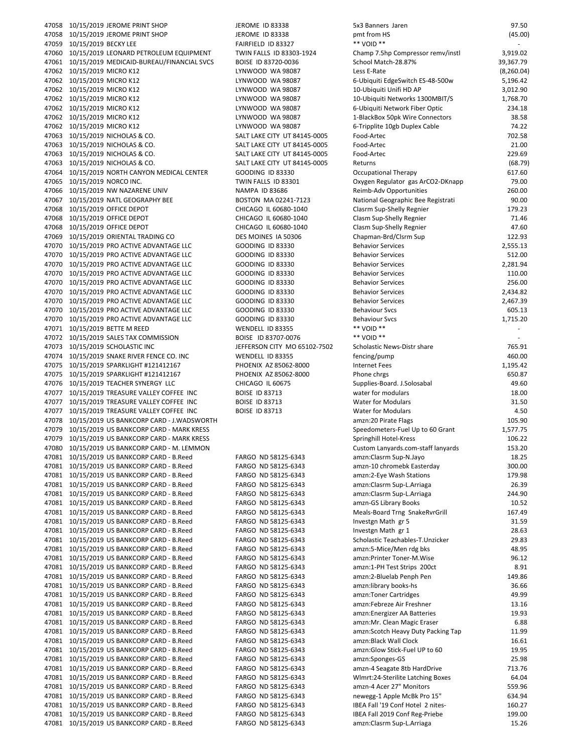| | | | | | |
|---|---|---|---|---|---|
| 47058 | 10/15/2019 | JEROME PRINT SHOP | JEROME ID 83338 | 5x3 Banners Jaren | 97.50 |
| 47058 | 10/15/2019 | JEROME PRINT SHOP | JEROME ID 83338 | pmt from HS | (45.00) |
| 47059 | 10/15/2019 | BECKY LEE | FAIRFIELD ID 83327 | ** VOID ** | - |
| 47060 | 10/15/2019 | LEONARD PETROLEUM EQUIPMENT | TWIN FALLS ID 83303-1924 | Champ 7.5hp Compressor remv/instl | 3,919.02 |
| 47061 | 10/15/2019 | MEDICAID-BUREAU/FINANCIAL SVCS | BOISE ID 83720-0036 | School Match-28.87% | 39,367.79 |
| 47062 | 10/15/2019 | MICRO K12 | LYNWOOD WA 98087 | Less E-Rate | (8,260.04) |
| 47062 | 10/15/2019 | MICRO K12 | LYNWOOD WA 98087 | 6-Ubiquiti EdgeSwitch ES-48-500w | 5,196.42 |
| 47062 | 10/15/2019 | MICRO K12 | LYNWOOD WA 98087 | 10-Ubiquiti Unifi HD AP | 3,012.90 |
| 47062 | 10/15/2019 | MICRO K12 | LYNWOOD WA 98087 | 10-Ubiquiti Networks 1300MBIT/S | 1,768.70 |
| 47062 | 10/15/2019 | MICRO K12 | LYNWOOD WA 98087 | 6-Ubiquiti Network Fiber Optic | 234.18 |
| 47062 | 10/15/2019 | MICRO K12 | LYNWOOD WA 98087 | 1-BlackBox 50pk Wire Connectors | 38.58 |
| 47062 | 10/15/2019 | MICRO K12 | LYNWOOD WA 98087 | 6-Tripplite 10gb Duplex Cable | 74.22 |
| 47063 | 10/15/2019 | NICHOLAS & CO. | SALT LAKE CITY UT 84145-0005 | Food-Artec | 702.58 |
| 47063 | 10/15/2019 | NICHOLAS & CO. | SALT LAKE CITY UT 84145-0005 | Food-Artec | 21.00 |
| 47063 | 10/15/2019 | NICHOLAS & CO. | SALT LAKE CITY UT 84145-0005 | Food-Artec | 229.69 |
| 47063 | 10/15/2019 | NICHOLAS & CO. | SALT LAKE CITY UT 84145-0005 | Returns | (68.79) |
| 47064 | 10/15/2019 | NORTH CANYON MEDICAL CENTER | GOODING ID 83330 | Occupational Therapy | 617.60 |
| 47065 | 10/15/2019 | NORCO INC. | TWIN FALLS ID 83301 | Oxygen Regulator gas ArCO2-DKnapp | 79.00 |
| 47066 | 10/15/2019 | NW NAZARENE UNIV | NAMPA ID 83686 | Reimb-Adv Opportunities | 260.00 |
| 47067 | 10/15/2019 | NATL GEOGRAPHY BEE | BOSTON MA 02241-7123 | National Geographic Bee Registrati | 90.00 |
| 47068 | 10/15/2019 | OFFICE DEPOT | CHICAGO IL 60680-1040 | Clasrm Sup-Shelly Regnier | 179.23 |
| 47068 | 10/15/2019 | OFFICE DEPOT | CHICAGO IL 60680-1040 | Clasm Sup-Shelly Regnier | 71.46 |
| 47068 | 10/15/2019 | OFFICE DEPOT | CHICAGO IL 60680-1040 | Clasm Sup-Shelly Regnier | 47.60 |
| 47069 | 10/15/2019 | ORIENTAL TRADING CO | DES MOINES IA 50306 | Chapman-Brd/Clsrm Sup | 122.93 |
| 47070 | 10/15/2019 | PRO ACTIVE ADVANTAGE LLC | GOODING ID 83330 | Behavior Services | 2,555.13 |
| 47070 | 10/15/2019 | PRO ACTIVE ADVANTAGE LLC | GOODING ID 83330 | Behavior Services | 512.00 |
| 47070 | 10/15/2019 | PRO ACTIVE ADVANTAGE LLC | GOODING ID 83330 | Behavior Services | 2,281.94 |
| 47070 | 10/15/2019 | PRO ACTIVE ADVANTAGE LLC | GOODING ID 83330 | Behavior Services | 110.00 |
| 47070 | 10/15/2019 | PRO ACTIVE ADVANTAGE LLC | GOODING ID 83330 | Behavior Services | 256.00 |
| 47070 | 10/15/2019 | PRO ACTIVE ADVANTAGE LLC | GOODING ID 83330 | Behavior Services | 2,434.82 |
| 47070 | 10/15/2019 | PRO ACTIVE ADVANTAGE LLC | GOODING ID 83330 | Behavior Services | 2,467.39 |
| 47070 | 10/15/2019 | PRO ACTIVE ADVANTAGE LLC | GOODING ID 83330 | Behaviour Svcs | 605.13 |
| 47070 | 10/15/2019 | PRO ACTIVE ADVANTAGE LLC | GOODING ID 83330 | Behaviour Svcs | 1,715.20 |
| 47071 | 10/15/2019 | BETTE M REED | WENDELL ID 83355 | ** VOID ** | - |
| 47072 | 10/15/2019 | SALES TAX COMMISSION | BOISE ID 83707-0076 | ** VOID ** | - |
| 47073 | 10/15/2019 | SCHOLASTIC INC | JEFFERSON CITY MO 65102-7502 | Scholastic News-Distr share | 765.91 |
| 47074 | 10/15/2019 | SNAKE RIVER FENCE CO. INC | WENDELL ID 83355 | fencing/pump | 460.00 |
| 47075 | 10/15/2019 | SPARKLIGHT #121412167 | PHOENIX AZ 85062-8000 | Internet Fees | 1,195.42 |
| 47075 | 10/15/2019 | SPARKLIGHT #121412167 | PHOENIX AZ 85062-8000 | Phone chrgs | 650.87 |
| 47076 | 10/15/2019 | TEACHER SYNERGY LLC | CHICAGO IL 60675 | Supplies-Board. J.Solosabal | 49.60 |
| 47077 | 10/15/2019 | TREASURE VALLEY COFFEE INC | BOISE ID 83713 | water for modulars | 18.00 |
| 47077 | 10/15/2019 | TREASURE VALLEY COFFEE INC | BOISE ID 83713 | Water for Modulars | 31.50 |
| 47077 | 10/15/2019 | TREASURE VALLEY COFFEE INC | BOISE ID 83713 | Water for Modulars | 4.50 |
| 47078 | 10/15/2019 | US BANKCORP CARD - J.WADSWORTH | | amzn:20 Pirate Flags | 105.90 |
| 47079 | 10/15/2019 | US BANKCORP CARD - MARK KRESS | | Speedometers-Fuel Up to 60 Grant | 1,577.75 |
| 47079 | 10/15/2019 | US BANKCORP CARD - MARK KRESS | | Springhill Hotel-Kress | 106.22 |
| 47080 | 10/15/2019 | US BANKCORP CARD - M. LEMMON | | Custom Lanyards.com-staff lanyards | 153.20 |
| 47081 | 10/15/2019 | US BANKCORP CARD - B.Reed | FARGO ND 58125-6343 | amzn:Clasrm Sup-N.Jayo | 18.25 |
| 47081 | 10/15/2019 | US BANKCORP CARD - B.Reed | FARGO ND 58125-6343 | amzn-10 chromebk Easterday | 300.00 |
| 47081 | 10/15/2019 | US BANKCORP CARD - B.Reed | FARGO ND 58125-6343 | amzn:2-Eye Wash Stations | 179.98 |
| 47081 | 10/15/2019 | US BANKCORP CARD - B.Reed | FARGO ND 58125-6343 | amzn:Clasrm Sup-L.Arriaga | 26.39 |
| 47081 | 10/15/2019 | US BANKCORP CARD - B.Reed | FARGO ND 58125-6343 | amzn:Clasrm Sup-L.Arriaga | 244.90 |
| 47081 | 10/15/2019 | US BANKCORP CARD - B.Reed | FARGO ND 58125-6343 | amzn-GS Library Books | 10.52 |
| 47081 | 10/15/2019 | US BANKCORP CARD - B.Reed | FARGO ND 58125-6343 | Meals-Board Trng SnakeRvrGrill | 167.49 |
| 47081 | 10/15/2019 | US BANKCORP CARD - B.Reed | FARGO ND 58125-6343 | Investgn Math gr 5 | 31.59 |
| 47081 | 10/15/2019 | US BANKCORP CARD - B.Reed | FARGO ND 58125-6343 | Investgn Math gr 1 | 28.63 |
| 47081 | 10/15/2019 | US BANKCORP CARD - B.Reed | FARGO ND 58125-6343 | Scholastic Teachables-T.Unzicker | 29.83 |
| 47081 | 10/15/2019 | US BANKCORP CARD - B.Reed | FARGO ND 58125-6343 | amzn:5-Mice/Men rdg bks | 48.95 |
| 47081 | 10/15/2019 | US BANKCORP CARD - B.Reed | FARGO ND 58125-6343 | amzn:Printer Toner-M.Wise | 96.12 |
| 47081 | 10/15/2019 | US BANKCORP CARD - B.Reed | FARGO ND 58125-6343 | amzn:1-PH Test Strips 200ct | 8.91 |
| 47081 | 10/15/2019 | US BANKCORP CARD - B.Reed | FARGO ND 58125-6343 | amzn:2-Bluelab Penph Pen | 149.86 |
| 47081 | 10/15/2019 | US BANKCORP CARD - B.Reed | FARGO ND 58125-6343 | amzn:library books-hs | 36.66 |
| 47081 | 10/15/2019 | US BANKCORP CARD - B.Reed | FARGO ND 58125-6343 | amzn:Toner Cartridges | 49.99 |
| 47081 | 10/15/2019 | US BANKCORP CARD - B.Reed | FARGO ND 58125-6343 | amzn:Febreze Air Freshner | 13.16 |
| 47081 | 10/15/2019 | US BANKCORP CARD - B.Reed | FARGO ND 58125-6343 | amzn:Energizer AA Batteries | 19.93 |
| 47081 | 10/15/2019 | US BANKCORP CARD - B.Reed | FARGO ND 58125-6343 | amzn:Mr. Clean Magic Eraser | 6.88 |
| 47081 | 10/15/2019 | US BANKCORP CARD - B.Reed | FARGO ND 58125-6343 | amzn:Scotch Heavy Duty Packing Tap | 11.99 |
| 47081 | 10/15/2019 | US BANKCORP CARD - B.Reed | FARGO ND 58125-6343 | amzn:Black Wall Clock | 16.61 |
| 47081 | 10/15/2019 | US BANKCORP CARD - B.Reed | FARGO ND 58125-6343 | amzn:Glow Stick-Fuel UP to 60 | 19.95 |
| 47081 | 10/15/2019 | US BANKCORP CARD - B.Reed | FARGO ND 58125-6343 | amzn:Sponges-GS | 25.98 |
| 47081 | 10/15/2019 | US BANKCORP CARD - B.Reed | FARGO ND 58125-6343 | amzn-4 Seagate 8tb HardDrive | 713.76 |
| 47081 | 10/15/2019 | US BANKCORP CARD - B.Reed | FARGO ND 58125-6343 | Wlmrt:24-Sterilite Latching Boxes | 64.04 |
| 47081 | 10/15/2019 | US BANKCORP CARD - B.Reed | FARGO ND 58125-6343 | amzn-4 Acer 27" Monitors | 559.96 |
| 47081 | 10/15/2019 | US BANKCORP CARD - B.Reed | FARGO ND 58125-6343 | newegg-1 Apple McBk Pro 15" | 634.94 |
| 47081 | 10/15/2019 | US BANKCORP CARD - B.Reed | FARGO ND 58125-6343 | IBEA Fall '19 Conf Hotel 2 nites- | 160.27 |
| 47081 | 10/15/2019 | US BANKCORP CARD - B.Reed | FARGO ND 58125-6343 | IBEA Fall 2019 Conf Reg-Priebe | 199.00 |
| 47081 | 10/15/2019 | US BANKCORP CARD - B.Reed | FARGO ND 58125-6343 | amzn:Clasrm Sup-L.Arriaga | 15.26 |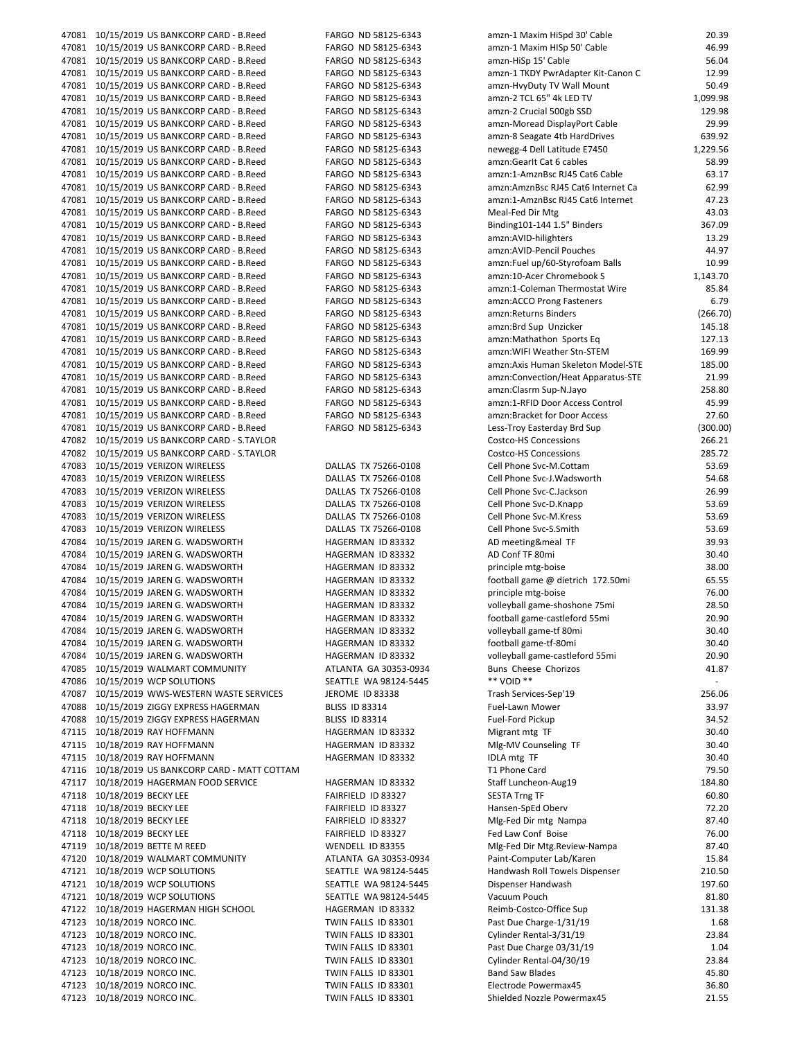| | | | | | |
|---|---|---|---|---|---|
| 47081 | 10/15/2019 | US BANKCORP CARD - B.Reed | FARGO ND 58125-6343 | amzn-1 Maxim HiSpd 30' Cable | 20.39 |
| 47081 | 10/15/2019 | US BANKCORP CARD - B.Reed | FARGO ND 58125-6343 | amzn-1 Maxim HISp 50' Cable | 46.99 |
| 47081 | 10/15/2019 | US BANKCORP CARD - B.Reed | FARGO ND 58125-6343 | amzn-HiSp 15' Cable | 56.04 |
| 47081 | 10/15/2019 | US BANKCORP CARD - B.Reed | FARGO ND 58125-6343 | amzn-1 TKDY PwrAdapter Kit-Canon C | 12.99 |
| 47081 | 10/15/2019 | US BANKCORP CARD - B.Reed | FARGO ND 58125-6343 | amzn-HvyDuty TV Wall Mount | 50.49 |
| 47081 | 10/15/2019 | US BANKCORP CARD - B.Reed | FARGO ND 58125-6343 | amzn-2 TCL 65" 4k LED TV | 1,099.98 |
| 47081 | 10/15/2019 | US BANKCORP CARD - B.Reed | FARGO ND 58125-6343 | amzn-2 Crucial 500gb SSD | 129.98 |
| 47081 | 10/15/2019 | US BANKCORP CARD - B.Reed | FARGO ND 58125-6343 | amzn-Moread DisplayPort Cable | 29.99 |
| 47081 | 10/15/2019 | US BANKCORP CARD - B.Reed | FARGO ND 58125-6343 | amzn-8 Seagate 4tb HardDrives | 639.92 |
| 47081 | 10/15/2019 | US BANKCORP CARD - B.Reed | FARGO ND 58125-6343 | newegg-4 Dell Latitude E7450 | 1,229.56 |
| 47081 | 10/15/2019 | US BANKCORP CARD - B.Reed | FARGO ND 58125-6343 | amzn:GearIt Cat 6 cables | 58.99 |
| 47081 | 10/15/2019 | US BANKCORP CARD - B.Reed | FARGO ND 58125-6343 | amzn:1-AmznBsc RJ45 Cat6 Cable | 63.17 |
| 47081 | 10/15/2019 | US BANKCORP CARD - B.Reed | FARGO ND 58125-6343 | amzn:AmznBsc RJ45 Cat6 Internet Ca | 62.99 |
| 47081 | 10/15/2019 | US BANKCORP CARD - B.Reed | FARGO ND 58125-6343 | amzn:1-AmznBsc RJ45 Cat6 Internet | 47.23 |
| 47081 | 10/15/2019 | US BANKCORP CARD - B.Reed | FARGO ND 58125-6343 | Meal-Fed Dir Mtg | 43.03 |
| 47081 | 10/15/2019 | US BANKCORP CARD - B.Reed | FARGO ND 58125-6343 | Binding101-144 1.5" Binders | 367.09 |
| 47081 | 10/15/2019 | US BANKCORP CARD - B.Reed | FARGO ND 58125-6343 | amzn:AVID-hilighters | 13.29 |
| 47081 | 10/15/2019 | US BANKCORP CARD - B.Reed | FARGO ND 58125-6343 | amzn:AVID-Pencil Pouches | 44.97 |
| 47081 | 10/15/2019 | US BANKCORP CARD - B.Reed | FARGO ND 58125-6343 | amzn:Fuel up/60-Styrofoam Balls | 10.99 |
| 47081 | 10/15/2019 | US BANKCORP CARD - B.Reed | FARGO ND 58125-6343 | amzn:10-Acer Chromebook S | 1,143.70 |
| 47081 | 10/15/2019 | US BANKCORP CARD - B.Reed | FARGO ND 58125-6343 | amzn:1-Coleman Thermostat Wire | 85.84 |
| 47081 | 10/15/2019 | US BANKCORP CARD - B.Reed | FARGO ND 58125-6343 | amzn:ACCO Prong Fasteners | 6.79 |
| 47081 | 10/15/2019 | US BANKCORP CARD - B.Reed | FARGO ND 58125-6343 | amzn:Returns Binders | (266.70) |
| 47081 | 10/15/2019 | US BANKCORP CARD - B.Reed | FARGO ND 58125-6343 | amzn:Brd Sup Unzicker | 145.18 |
| 47081 | 10/15/2019 | US BANKCORP CARD - B.Reed | FARGO ND 58125-6343 | amzn:Mathathon Sports Eq | 127.13 |
| 47081 | 10/15/2019 | US BANKCORP CARD - B.Reed | FARGO ND 58125-6343 | amzn:WIFI Weather Stn-STEM | 169.99 |
| 47081 | 10/15/2019 | US BANKCORP CARD - B.Reed | FARGO ND 58125-6343 | amzn:Axis Human Skeleton Model-STE | 185.00 |
| 47081 | 10/15/2019 | US BANKCORP CARD - B.Reed | FARGO ND 58125-6343 | amzn:Convection/Heat Apparatus-STE | 21.99 |
| 47081 | 10/15/2019 | US BANKCORP CARD - B.Reed | FARGO ND 58125-6343 | amzn:Clasrm Sup-N.Jayo | 258.80 |
| 47081 | 10/15/2019 | US BANKCORP CARD - B.Reed | FARGO ND 58125-6343 | amzn:1-RFID Door Access Control | 45.99 |
| 47081 | 10/15/2019 | US BANKCORP CARD - B.Reed | FARGO ND 58125-6343 | amzn:Bracket for Door Access | 27.60 |
| 47081 | 10/15/2019 | US BANKCORP CARD - B.Reed | FARGO ND 58125-6343 | Less-Troy Easterday Brd Sup | (300.00) |
| 47082 | 10/15/2019 | US BANKCORP CARD - S.TAYLOR | | Costco-HS Concessions | 266.21 |
| 47082 | 10/15/2019 | US BANKCORP CARD - S.TAYLOR | | Costco-HS Concessions | 285.72 |
| 47083 | 10/15/2019 | VERIZON WIRELESS | DALLAS TX 75266-0108 | Cell Phone Svc-M.Cottam | 53.69 |
| 47083 | 10/15/2019 | VERIZON WIRELESS | DALLAS TX 75266-0108 | Cell Phone Svc-J.Wadsworth | 54.68 |
| 47083 | 10/15/2019 | VERIZON WIRELESS | DALLAS TX 75266-0108 | Cell Phone Svc-C.Jackson | 26.99 |
| 47083 | 10/15/2019 | VERIZON WIRELESS | DALLAS TX 75266-0108 | Cell Phone Svc-D.Knapp | 53.69 |
| 47083 | 10/15/2019 | VERIZON WIRELESS | DALLAS TX 75266-0108 | Cell Phone Svc-M.Kress | 53.69 |
| 47083 | 10/15/2019 | VERIZON WIRELESS | DALLAS TX 75266-0108 | Cell Phone Svc-S.Smith | 53.69 |
| 47084 | 10/15/2019 | JAREN G. WADSWORTH | HAGERMAN ID 83332 | AD meeting&meal TF | 39.93 |
| 47084 | 10/15/2019 | JAREN G. WADSWORTH | HAGERMAN ID 83332 | AD Conf TF 80mi | 30.40 |
| 47084 | 10/15/2019 | JAREN G. WADSWORTH | HAGERMAN ID 83332 | principle mtg-boise | 38.00 |
| 47084 | 10/15/2019 | JAREN G. WADSWORTH | HAGERMAN ID 83332 | football game @ dietrich 172.50mi | 65.55 |
| 47084 | 10/15/2019 | JAREN G. WADSWORTH | HAGERMAN ID 83332 | principle mtg-boise | 76.00 |
| 47084 | 10/15/2019 | JAREN G. WADSWORTH | HAGERMAN ID 83332 | volleyball game-shoshone 75mi | 28.50 |
| 47084 | 10/15/2019 | JAREN G. WADSWORTH | HAGERMAN ID 83332 | football game-castleford 55mi | 20.90 |
| 47084 | 10/15/2019 | JAREN G. WADSWORTH | HAGERMAN ID 83332 | volleyball game-tf 80mi | 30.40 |
| 47084 | 10/15/2019 | JAREN G. WADSWORTH | HAGERMAN ID 83332 | football game-tf-80mi | 30.40 |
| 47084 | 10/15/2019 | JAREN G. WADSWORTH | HAGERMAN ID 83332 | volleyball game-castleford 55mi | 20.90 |
| 47085 | 10/15/2019 | WALMART COMMUNITY | ATLANTA GA 30353-0934 | Buns Cheese Chorizos | 41.87 |
| 47086 | 10/15/2019 | WCP SOLUTIONS | SEATTLE WA 98124-5445 | ** VOID ** | - |
| 47087 | 10/15/2019 | WWS-WESTERN WASTE SERVICES | JEROME ID 83338 | Trash Services-Sep'19 | 256.06 |
| 47088 | 10/15/2019 | ZIGGY EXPRESS HAGERMAN | BLISS ID 83314 | Fuel-Lawn Mower | 33.97 |
| 47088 | 10/15/2019 | ZIGGY EXPRESS HAGERMAN | BLISS ID 83314 | Fuel-Ford Pickup | 34.52 |
| 47115 | 10/18/2019 | RAY HOFFMANN | HAGERMAN ID 83332 | Migrant mtg TF | 30.40 |
| 47115 | 10/18/2019 | RAY HOFFMANN | HAGERMAN ID 83332 | Mlg-MV Counseling TF | 30.40 |
| 47115 | 10/18/2019 | RAY HOFFMANN | HAGERMAN ID 83332 | IDLA mtg TF | 30.40 |
| 47116 | 10/18/2019 | US BANKCORP CARD - MATT COTTAM | | T1 Phone Card | 79.50 |
| 47117 | 10/18/2019 | HAGERMAN FOOD SERVICE | HAGERMAN ID 83332 | Staff Luncheon-Aug19 | 184.80 |
| 47118 | 10/18/2019 | BECKY LEE | FAIRFIELD ID 83327 | SESTA Trng TF | 60.80 |
| 47118 | 10/18/2019 | BECKY LEE | FAIRFIELD ID 83327 | Hansen-SpEd Oberv | 72.20 |
| 47118 | 10/18/2019 | BECKY LEE | FAIRFIELD ID 83327 | Mlg-Fed Dir mtg Nampa | 87.40 |
| 47118 | 10/18/2019 | BECKY LEE | FAIRFIELD ID 83327 | Fed Law Conf Boise | 76.00 |
| 47119 | 10/18/2019 | BETTE M REED | WENDELL ID 83355 | Mlg-Fed Dir Mtg.Review-Nampa | 87.40 |
| 47120 | 10/18/2019 | WALMART COMMUNITY | ATLANTA GA 30353-0934 | Paint-Computer Lab/Karen | 15.84 |
| 47121 | 10/18/2019 | WCP SOLUTIONS | SEATTLE WA 98124-5445 | Handwash Roll Towels Dispenser | 210.50 |
| 47121 | 10/18/2019 | WCP SOLUTIONS | SEATTLE WA 98124-5445 | Dispenser Handwash | 197.60 |
| 47121 | 10/18/2019 | WCP SOLUTIONS | SEATTLE WA 98124-5445 | Vacuum Pouch | 81.80 |
| 47122 | 10/18/2019 | HAGERMAN HIGH SCHOOL | HAGERMAN ID 83332 | Reimb-Costco-Office Sup | 131.38 |
| 47123 | 10/18/2019 | NORCO INC. | TWIN FALLS ID 83301 | Past Due Charge-1/31/19 | 1.68 |
| 47123 | 10/18/2019 | NORCO INC. | TWIN FALLS ID 83301 | Cylinder Rental-3/31/19 | 23.84 |
| 47123 | 10/18/2019 | NORCO INC. | TWIN FALLS ID 83301 | Past Due Charge 03/31/19 | 1.04 |
| 47123 | 10/18/2019 | NORCO INC. | TWIN FALLS ID 83301 | Cylinder Rental-04/30/19 | 23.84 |
| 47123 | 10/18/2019 | NORCO INC. | TWIN FALLS ID 83301 | Band Saw Blades | 45.80 |
| 47123 | 10/18/2019 | NORCO INC. | TWIN FALLS ID 83301 | Electrode Powermax45 | 36.80 |
| 47123 | 10/18/2019 | NORCO INC. | TWIN FALLS ID 83301 | Shielded Nozzle Powermax45 | 21.55 |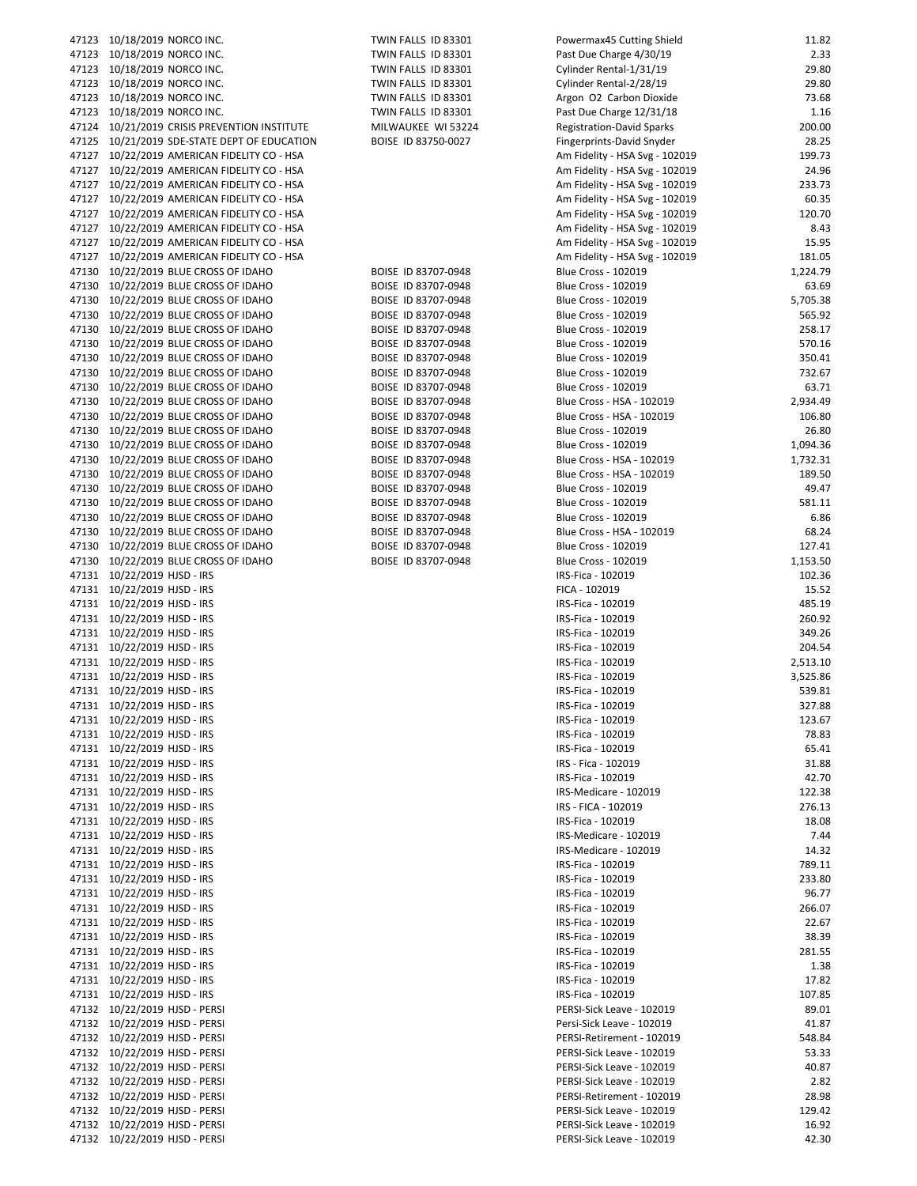| | | | | | |
|---|---|---|---|---|---|
| 47123 | 10/18/2019 | NORCO INC. | TWIN FALLS ID 83301 | Powermax45 Cutting Shield | 11.82 |
| 47123 | 10/18/2019 | NORCO INC. | TWIN FALLS ID 83301 | Past Due Charge 4/30/19 | 2.33 |
| 47123 | 10/18/2019 | NORCO INC. | TWIN FALLS ID 83301 | Cylinder Rental-1/31/19 | 29.80 |
| 47123 | 10/18/2019 | NORCO INC. | TWIN FALLS ID 83301 | Cylinder Rental-2/28/19 | 29.80 |
| 47123 | 10/18/2019 | NORCO INC. | TWIN FALLS ID 83301 | Argon O2 Carbon Dioxide | 73.68 |
| 47123 | 10/18/2019 | NORCO INC. | TWIN FALLS ID 83301 | Past Due Charge 12/31/18 | 1.16 |
| 47124 | 10/21/2019 | CRISIS PREVENTION INSTITUTE | MILWAUKEE WI 53224 | Registration-David Sparks | 200.00 |
| 47125 | 10/21/2019 | SDE-STATE DEPT OF EDUCATION | BOISE ID 83750-0027 | Fingerprints-David Snyder | 28.25 |
| 47127 | 10/22/2019 | AMERICAN FIDELITY CO - HSA | | Am Fidelity - HSA Svg - 102019 | 199.73 |
| 47127 | 10/22/2019 | AMERICAN FIDELITY CO - HSA | | Am Fidelity - HSA Svg - 102019 | 24.96 |
| 47127 | 10/22/2019 | AMERICAN FIDELITY CO - HSA | | Am Fidelity - HSA Svg - 102019 | 233.73 |
| 47127 | 10/22/2019 | AMERICAN FIDELITY CO - HSA | | Am Fidelity - HSA Svg - 102019 | 60.35 |
| 47127 | 10/22/2019 | AMERICAN FIDELITY CO - HSA | | Am Fidelity - HSA Svg - 102019 | 120.70 |
| 47127 | 10/22/2019 | AMERICAN FIDELITY CO - HSA | | Am Fidelity - HSA Svg - 102019 | 8.43 |
| 47127 | 10/22/2019 | AMERICAN FIDELITY CO - HSA | | Am Fidelity - HSA Svg - 102019 | 15.95 |
| 47127 | 10/22/2019 | AMERICAN FIDELITY CO - HSA | | Am Fidelity - HSA Svg - 102019 | 181.05 |
| 47130 | 10/22/2019 | BLUE CROSS OF IDAHO | BOISE ID 83707-0948 | Blue Cross - 102019 | 1,224.79 |
| 47130 | 10/22/2019 | BLUE CROSS OF IDAHO | BOISE ID 83707-0948 | Blue Cross - 102019 | 63.69 |
| 47130 | 10/22/2019 | BLUE CROSS OF IDAHO | BOISE ID 83707-0948 | Blue Cross - 102019 | 5,705.38 |
| 47130 | 10/22/2019 | BLUE CROSS OF IDAHO | BOISE ID 83707-0948 | Blue Cross - 102019 | 565.92 |
| 47130 | 10/22/2019 | BLUE CROSS OF IDAHO | BOISE ID 83707-0948 | Blue Cross - 102019 | 258.17 |
| 47130 | 10/22/2019 | BLUE CROSS OF IDAHO | BOISE ID 83707-0948 | Blue Cross - 102019 | 570.16 |
| 47130 | 10/22/2019 | BLUE CROSS OF IDAHO | BOISE ID 83707-0948 | Blue Cross - 102019 | 350.41 |
| 47130 | 10/22/2019 | BLUE CROSS OF IDAHO | BOISE ID 83707-0948 | Blue Cross - 102019 | 732.67 |
| 47130 | 10/22/2019 | BLUE CROSS OF IDAHO | BOISE ID 83707-0948 | Blue Cross - 102019 | 63.71 |
| 47130 | 10/22/2019 | BLUE CROSS OF IDAHO | BOISE ID 83707-0948 | Blue Cross - HSA - 102019 | 2,934.49 |
| 47130 | 10/22/2019 | BLUE CROSS OF IDAHO | BOISE ID 83707-0948 | Blue Cross - HSA - 102019 | 106.80 |
| 47130 | 10/22/2019 | BLUE CROSS OF IDAHO | BOISE ID 83707-0948 | Blue Cross - 102019 | 26.80 |
| 47130 | 10/22/2019 | BLUE CROSS OF IDAHO | BOISE ID 83707-0948 | Blue Cross - 102019 | 1,094.36 |
| 47130 | 10/22/2019 | BLUE CROSS OF IDAHO | BOISE ID 83707-0948 | Blue Cross - HSA - 102019 | 1,732.31 |
| 47130 | 10/22/2019 | BLUE CROSS OF IDAHO | BOISE ID 83707-0948 | Blue Cross - HSA - 102019 | 189.50 |
| 47130 | 10/22/2019 | BLUE CROSS OF IDAHO | BOISE ID 83707-0948 | Blue Cross - 102019 | 49.47 |
| 47130 | 10/22/2019 | BLUE CROSS OF IDAHO | BOISE ID 83707-0948 | Blue Cross - 102019 | 581.11 |
| 47130 | 10/22/2019 | BLUE CROSS OF IDAHO | BOISE ID 83707-0948 | Blue Cross - 102019 | 6.86 |
| 47130 | 10/22/2019 | BLUE CROSS OF IDAHO | BOISE ID 83707-0948 | Blue Cross - HSA - 102019 | 68.24 |
| 47130 | 10/22/2019 | BLUE CROSS OF IDAHO | BOISE ID 83707-0948 | Blue Cross - 102019 | 127.41 |
| 47130 | 10/22/2019 | BLUE CROSS OF IDAHO | BOISE ID 83707-0948 | Blue Cross - 102019 | 1,153.50 |
| 47131 | 10/22/2019 | HJSD - IRS | | IRS-Fica - 102019 | 102.36 |
| 47131 | 10/22/2019 | HJSD - IRS | | FICA - 102019 | 15.52 |
| 47131 | 10/22/2019 | HJSD - IRS | | IRS-Fica - 102019 | 485.19 |
| 47131 | 10/22/2019 | HJSD - IRS | | IRS-Fica - 102019 | 260.92 |
| 47131 | 10/22/2019 | HJSD - IRS | | IRS-Fica - 102019 | 349.26 |
| 47131 | 10/22/2019 | HJSD - IRS | | IRS-Fica - 102019 | 204.54 |
| 47131 | 10/22/2019 | HJSD - IRS | | IRS-Fica - 102019 | 2,513.10 |
| 47131 | 10/22/2019 | HJSD - IRS | | IRS-Fica - 102019 | 3,525.86 |
| 47131 | 10/22/2019 | HJSD - IRS | | IRS-Fica - 102019 | 539.81 |
| 47131 | 10/22/2019 | HJSD - IRS | | IRS-Fica - 102019 | 327.88 |
| 47131 | 10/22/2019 | HJSD - IRS | | IRS-Fica - 102019 | 123.67 |
| 47131 | 10/22/2019 | HJSD - IRS | | IRS-Fica - 102019 | 78.83 |
| 47131 | 10/22/2019 | HJSD - IRS | | IRS-Fica - 102019 | 65.41 |
| 47131 | 10/22/2019 | HJSD - IRS | | IRS - Fica - 102019 | 31.88 |
| 47131 | 10/22/2019 | HJSD - IRS | | IRS-Fica - 102019 | 42.70 |
| 47131 | 10/22/2019 | HJSD - IRS | | IRS-Medicare - 102019 | 122.38 |
| 47131 | 10/22/2019 | HJSD - IRS | | IRS - FICA - 102019 | 276.13 |
| 47131 | 10/22/2019 | HJSD - IRS | | IRS-Fica - 102019 | 18.08 |
| 47131 | 10/22/2019 | HJSD - IRS | | IRS-Medicare - 102019 | 7.44 |
| 47131 | 10/22/2019 | HJSD - IRS | | IRS-Medicare - 102019 | 14.32 |
| 47131 | 10/22/2019 | HJSD - IRS | | IRS-Fica - 102019 | 789.11 |
| 47131 | 10/22/2019 | HJSD - IRS | | IRS-Fica - 102019 | 233.80 |
| 47131 | 10/22/2019 | HJSD - IRS | | IRS-Fica - 102019 | 96.77 |
| 47131 | 10/22/2019 | HJSD - IRS | | IRS-Fica - 102019 | 266.07 |
| 47131 | 10/22/2019 | HJSD - IRS | | IRS-Fica - 102019 | 22.67 |
| 47131 | 10/22/2019 | HJSD - IRS | | IRS-Fica - 102019 | 38.39 |
| 47131 | 10/22/2019 | HJSD - IRS | | IRS-Fica - 102019 | 281.55 |
| 47131 | 10/22/2019 | HJSD - IRS | | IRS-Fica - 102019 | 1.38 |
| 47131 | 10/22/2019 | HJSD - IRS | | IRS-Fica - 102019 | 17.82 |
| 47131 | 10/22/2019 | HJSD - IRS | | IRS-Fica - 102019 | 107.85 |
| 47132 | 10/22/2019 | HJSD - PERSI | | PERSI-Sick Leave - 102019 | 89.01 |
| 47132 | 10/22/2019 | HJSD - PERSI | | Persi-Sick Leave - 102019 | 41.87 |
| 47132 | 10/22/2019 | HJSD - PERSI | | PERSI-Retirement - 102019 | 548.84 |
| 47132 | 10/22/2019 | HJSD - PERSI | | PERSI-Sick Leave - 102019 | 53.33 |
| 47132 | 10/22/2019 | HJSD - PERSI | | PERSI-Sick Leave - 102019 | 40.87 |
| 47132 | 10/22/2019 | HJSD - PERSI | | PERSI-Sick Leave - 102019 | 2.82 |
| 47132 | 10/22/2019 | HJSD - PERSI | | PERSI-Retirement - 102019 | 28.98 |
| 47132 | 10/22/2019 | HJSD - PERSI | | PERSI-Sick Leave - 102019 | 129.42 |
| 47132 | 10/22/2019 | HJSD - PERSI | | PERSI-Sick Leave - 102019 | 16.92 |
| 47132 | 10/22/2019 | HJSD - PERSI | | PERSI-Sick Leave - 102019 | 42.30 |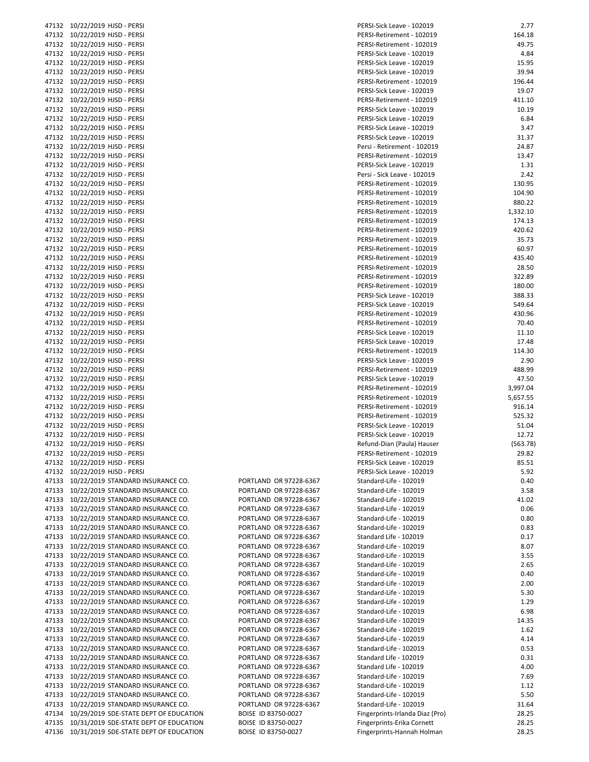| | | | | | |
|---|---|---|---|---|---|
| 47132 | 10/22/2019 | HJSD - PERSI | | PERSI-Sick Leave - 102019 | 2.77 |
| 47132 | 10/22/2019 | HJSD - PERSI | | PERSI-Retirement - 102019 | 164.18 |
| 47132 | 10/22/2019 | HJSD - PERSI | | PERSI-Retirement - 102019 | 49.75 |
| 47132 | 10/22/2019 | HJSD - PERSI | | PERSI-Sick Leave - 102019 | 4.84 |
| 47132 | 10/22/2019 | HJSD - PERSI | | PERSI-Sick Leave - 102019 | 15.95 |
| 47132 | 10/22/2019 | HJSD - PERSI | | PERSI-Sick Leave - 102019 | 39.94 |
| 47132 | 10/22/2019 | HJSD - PERSI | | PERSI-Retirement - 102019 | 196.44 |
| 47132 | 10/22/2019 | HJSD - PERSI | | PERSI-Sick Leave - 102019 | 19.07 |
| 47132 | 10/22/2019 | HJSD - PERSI | | PERSI-Retirement - 102019 | 411.10 |
| 47132 | 10/22/2019 | HJSD - PERSI | | PERSI-Sick Leave - 102019 | 10.19 |
| 47132 | 10/22/2019 | HJSD - PERSI | | PERSI-Sick Leave - 102019 | 6.84 |
| 47132 | 10/22/2019 | HJSD - PERSI | | PERSI-Sick Leave - 102019 | 3.47 |
| 47132 | 10/22/2019 | HJSD - PERSI | | PERSI-Sick Leave - 102019 | 31.37 |
| 47132 | 10/22/2019 | HJSD - PERSI | | Persi - Retirement - 102019 | 24.87 |
| 47132 | 10/22/2019 | HJSD - PERSI | | PERSI-Retirement - 102019 | 13.47 |
| 47132 | 10/22/2019 | HJSD - PERSI | | PERSI-Sick Leave - 102019 | 1.31 |
| 47132 | 10/22/2019 | HJSD - PERSI | | Persi - Sick Leave - 102019 | 2.42 |
| 47132 | 10/22/2019 | HJSD - PERSI | | PERSI-Retirement - 102019 | 130.95 |
| 47132 | 10/22/2019 | HJSD - PERSI | | PERSI-Retirement - 102019 | 104.90 |
| 47132 | 10/22/2019 | HJSD - PERSI | | PERSI-Retirement - 102019 | 880.22 |
| 47132 | 10/22/2019 | HJSD - PERSI | | PERSI-Retirement - 102019 | 1,332.10 |
| 47132 | 10/22/2019 | HJSD - PERSI | | PERSI-Retirement - 102019 | 174.13 |
| 47132 | 10/22/2019 | HJSD - PERSI | | PERSI-Retirement - 102019 | 420.62 |
| 47132 | 10/22/2019 | HJSD - PERSI | | PERSI-Retirement - 102019 | 35.73 |
| 47132 | 10/22/2019 | HJSD - PERSI | | PERSI-Retirement - 102019 | 60.97 |
| 47132 | 10/22/2019 | HJSD - PERSI | | PERSI-Retirement - 102019 | 435.40 |
| 47132 | 10/22/2019 | HJSD - PERSI | | PERSI-Retirement - 102019 | 28.50 |
| 47132 | 10/22/2019 | HJSD - PERSI | | PERSI-Retirement - 102019 | 322.89 |
| 47132 | 10/22/2019 | HJSD - PERSI | | PERSI-Retirement - 102019 | 180.00 |
| 47132 | 10/22/2019 | HJSD - PERSI | | PERSI-Sick Leave - 102019 | 388.33 |
| 47132 | 10/22/2019 | HJSD - PERSI | | PERSI-Sick Leave - 102019 | 549.64 |
| 47132 | 10/22/2019 | HJSD - PERSI | | PERSI-Retirement - 102019 | 430.96 |
| 47132 | 10/22/2019 | HJSD - PERSI | | PERSI-Retirement - 102019 | 70.40 |
| 47132 | 10/22/2019 | HJSD - PERSI | | PERSI-Sick Leave - 102019 | 11.10 |
| 47132 | 10/22/2019 | HJSD - PERSI | | PERSI-Sick Leave - 102019 | 17.48 |
| 47132 | 10/22/2019 | HJSD - PERSI | | PERSI-Retirement - 102019 | 114.30 |
| 47132 | 10/22/2019 | HJSD - PERSI | | PERSI-Sick Leave - 102019 | 2.90 |
| 47132 | 10/22/2019 | HJSD - PERSI | | PERSI-Retirement - 102019 | 488.99 |
| 47132 | 10/22/2019 | HJSD - PERSI | | PERSI-Sick Leave - 102019 | 47.50 |
| 47132 | 10/22/2019 | HJSD - PERSI | | PERSI-Retirement - 102019 | 3,997.04 |
| 47132 | 10/22/2019 | HJSD - PERSI | | PERSI-Retirement - 102019 | 5,657.55 |
| 47132 | 10/22/2019 | HJSD - PERSI | | PERSI-Retirement - 102019 | 916.14 |
| 47132 | 10/22/2019 | HJSD - PERSI | | PERSI-Retirement - 102019 | 525.32 |
| 47132 | 10/22/2019 | HJSD - PERSI | | PERSI-Sick Leave - 102019 | 51.04 |
| 47132 | 10/22/2019 | HJSD - PERSI | | PERSI-Sick Leave - 102019 | 12.72 |
| 47132 | 10/22/2019 | HJSD - PERSI | | Refund-Dian (Paula) Hauser | (563.78) |
| 47132 | 10/22/2019 | HJSD - PERSI | | PERSI-Retirement - 102019 | 29.82 |
| 47132 | 10/22/2019 | HJSD - PERSI | | PERSI-Sick Leave - 102019 | 85.51 |
| 47132 | 10/22/2019 | HJSD - PERSI | | PERSI-Sick Leave - 102019 | 5.92 |
| 47133 | 10/22/2019 | STANDARD INSURANCE CO. | PORTLAND OR 97228-6367 | Standard-Life - 102019 | 0.40 |
| 47133 | 10/22/2019 | STANDARD INSURANCE CO. | PORTLAND OR 97228-6367 | Standard-Life - 102019 | 3.58 |
| 47133 | 10/22/2019 | STANDARD INSURANCE CO. | PORTLAND OR 97228-6367 | Standard-Life - 102019 | 41.02 |
| 47133 | 10/22/2019 | STANDARD INSURANCE CO. | PORTLAND OR 97228-6367 | Standard-Life - 102019 | 0.06 |
| 47133 | 10/22/2019 | STANDARD INSURANCE CO. | PORTLAND OR 97228-6367 | Standard-Life - 102019 | 0.80 |
| 47133 | 10/22/2019 | STANDARD INSURANCE CO. | PORTLAND OR 97228-6367 | Standard-Life - 102019 | 0.83 |
| 47133 | 10/22/2019 | STANDARD INSURANCE CO. | PORTLAND OR 97228-6367 | Standard Life - 102019 | 0.17 |
| 47133 | 10/22/2019 | STANDARD INSURANCE CO. | PORTLAND OR 97228-6367 | Standard-Life - 102019 | 8.07 |
| 47133 | 10/22/2019 | STANDARD INSURANCE CO. | PORTLAND OR 97228-6367 | Standard-Life - 102019 | 3.55 |
| 47133 | 10/22/2019 | STANDARD INSURANCE CO. | PORTLAND OR 97228-6367 | Standard-Life - 102019 | 2.65 |
| 47133 | 10/22/2019 | STANDARD INSURANCE CO. | PORTLAND OR 97228-6367 | Standard-Life - 102019 | 0.40 |
| 47133 | 10/22/2019 | STANDARD INSURANCE CO. | PORTLAND OR 97228-6367 | Standard-Life - 102019 | 2.00 |
| 47133 | 10/22/2019 | STANDARD INSURANCE CO. | PORTLAND OR 97228-6367 | Standard-Life - 102019 | 5.30 |
| 47133 | 10/22/2019 | STANDARD INSURANCE CO. | PORTLAND OR 97228-6367 | Standard-Life - 102019 | 1.29 |
| 47133 | 10/22/2019 | STANDARD INSURANCE CO. | PORTLAND OR 97228-6367 | Standard-Life - 102019 | 6.98 |
| 47133 | 10/22/2019 | STANDARD INSURANCE CO. | PORTLAND OR 97228-6367 | Standard-Life - 102019 | 14.35 |
| 47133 | 10/22/2019 | STANDARD INSURANCE CO. | PORTLAND OR 97228-6367 | Standard-Life - 102019 | 1.62 |
| 47133 | 10/22/2019 | STANDARD INSURANCE CO. | PORTLAND OR 97228-6367 | Standard-Life - 102019 | 4.14 |
| 47133 | 10/22/2019 | STANDARD INSURANCE CO. | PORTLAND OR 97228-6367 | Standard-Life - 102019 | 0.53 |
| 47133 | 10/22/2019 | STANDARD INSURANCE CO. | PORTLAND OR 97228-6367 | Standard Life - 102019 | 0.31 |
| 47133 | 10/22/2019 | STANDARD INSURANCE CO. | PORTLAND OR 97228-6367 | Standard Life - 102019 | 4.00 |
| 47133 | 10/22/2019 | STANDARD INSURANCE CO. | PORTLAND OR 97228-6367 | Standard-Life - 102019 | 7.69 |
| 47133 | 10/22/2019 | STANDARD INSURANCE CO. | PORTLAND OR 97228-6367 | Standard-Life - 102019 | 1.12 |
| 47133 | 10/22/2019 | STANDARD INSURANCE CO. | PORTLAND OR 97228-6367 | Standard-Life - 102019 | 5.50 |
| 47133 | 10/22/2019 | STANDARD INSURANCE CO. | PORTLAND OR 97228-6367 | Standard-Life - 102019 | 31.64 |
| 47134 | 10/29/2019 | SDE-STATE DEPT OF EDUCATION | BOISE ID 83750-0027 | Fingerprints-Irlanda Diaz (Pro) | 28.25 |
| 47135 | 10/31/2019 | SDE-STATE DEPT OF EDUCATION | BOISE ID 83750-0027 | Fingerprints-Erika Cornett | 28.25 |
| 47136 | 10/31/2019 | SDE-STATE DEPT OF EDUCATION | BOISE ID 83750-0027 | Fingerprints-Hannah Holman | 28.25 |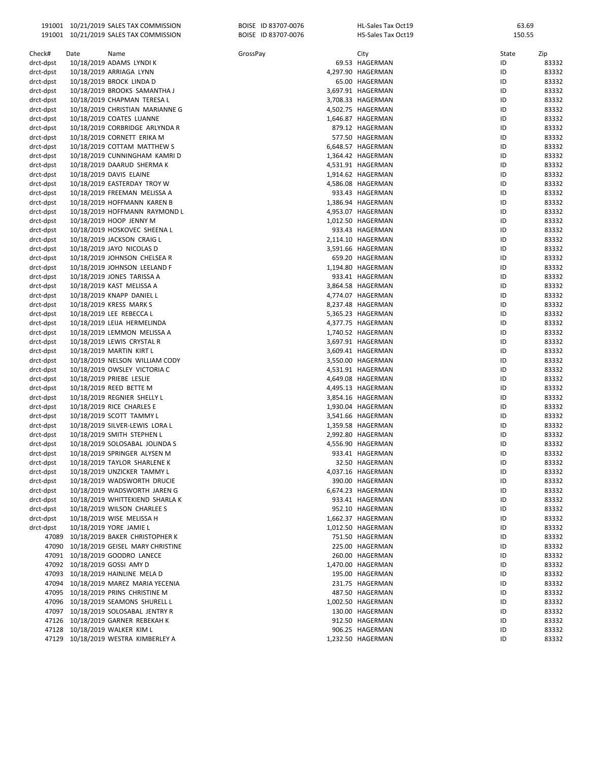| | | | | | |
|---|---|---|---|---|---|
| 191001 | 10/21/2019 | SALES TAX COMMISSION | BOISE ID 83707-0076 | HL-Sales Tax Oct19 | 63.69 |
| 191001 | 10/21/2019 | SALES TAX COMMISSION | BOISE ID 83707-0076 | HS-Sales Tax Oct19 | 150.55 |

| Check# | Date | Name | GrossPay | City | State | Zip |
|---|---|---|---|---|---|---|
| drct-dpst | 10/18/2019 | ADAMS LYNDI K | 69.53 | HAGERMAN | ID | 83332 |
| drct-dpst | 10/18/2019 | ARRIAGA LYNN | 4,297.90 | HAGERMAN | ID | 83332 |
| drct-dpst | 10/18/2019 | BROCK LINDA D | 65.00 | HAGERMAN | ID | 83332 |
| drct-dpst | 10/18/2019 | BROOKS SAMANTHA J | 3,697.91 | HAGERMAN | ID | 83332 |
| drct-dpst | 10/18/2019 | CHAPMAN TERESA L | 3,708.33 | HAGERMAN | ID | 83332 |
| drct-dpst | 10/18/2019 | CHRISTIAN MARIANNE G | 4,502.75 | HAGERMAN | ID | 83332 |
| drct-dpst | 10/18/2019 | COATES LUANNE | 1,646.87 | HAGERMAN | ID | 83332 |
| drct-dpst | 10/18/2019 | CORBRIDGE ARLYNDA R | 879.12 | HAGERMAN | ID | 83332 |
| drct-dpst | 10/18/2019 | CORNETT ERIKA M | 577.50 | HAGERMAN | ID | 83332 |
| drct-dpst | 10/18/2019 | COTTAM MATTHEW S | 6,648.57 | HAGERMAN | ID | 83332 |
| drct-dpst | 10/18/2019 | CUNNINGHAM KAMRI D | 1,364.42 | HAGERMAN | ID | 83332 |
| drct-dpst | 10/18/2019 | DAARUD SHERMA K | 4,531.91 | HAGERMAN | ID | 83332 |
| drct-dpst | 10/18/2019 | DAVIS ELAINE | 1,914.62 | HAGERMAN | ID | 83332 |
| drct-dpst | 10/18/2019 | EASTERDAY TROY W | 4,586.08 | HAGERMAN | ID | 83332 |
| drct-dpst | 10/18/2019 | FREEMAN MELISSA A | 933.43 | HAGERMAN | ID | 83332 |
| drct-dpst | 10/18/2019 | HOFFMANN KAREN B | 1,386.94 | HAGERMAN | ID | 83332 |
| drct-dpst | 10/18/2019 | HOFFMANN RAYMOND L | 4,953.07 | HAGERMAN | ID | 83332 |
| drct-dpst | 10/18/2019 | HOOP JENNY M | 1,012.50 | HAGERMAN | ID | 83332 |
| drct-dpst | 10/18/2019 | HOSKOVEC SHEENA L | 933.43 | HAGERMAN | ID | 83332 |
| drct-dpst | 10/18/2019 | JACKSON CRAIG L | 2,114.10 | HAGERMAN | ID | 83332 |
| drct-dpst | 10/18/2019 | JAYO NICOLAS D | 3,591.66 | HAGERMAN | ID | 83332 |
| drct-dpst | 10/18/2019 | JOHNSON CHELSEA R | 659.20 | HAGERMAN | ID | 83332 |
| drct-dpst | 10/18/2019 | JOHNSON LEELAND F | 1,194.80 | HAGERMAN | ID | 83332 |
| drct-dpst | 10/18/2019 | JONES TARISSA A | 933.41 | HAGERMAN | ID | 83332 |
| drct-dpst | 10/18/2019 | KAST MELISSA A | 3,864.58 | HAGERMAN | ID | 83332 |
| drct-dpst | 10/18/2019 | KNAPP DANIEL L | 4,774.07 | HAGERMAN | ID | 83332 |
| drct-dpst | 10/18/2019 | KRESS MARK S | 8,237.48 | HAGERMAN | ID | 83332 |
| drct-dpst | 10/18/2019 | LEE REBECCA L | 5,365.23 | HAGERMAN | ID | 83332 |
| drct-dpst | 10/18/2019 | LEIJA HERMELINDA | 4,377.75 | HAGERMAN | ID | 83332 |
| drct-dpst | 10/18/2019 | LEMMON MELISSA A | 1,740.52 | HAGERMAN | ID | 83332 |
| drct-dpst | 10/18/2019 | LEWIS CRYSTAL R | 3,697.91 | HAGERMAN | ID | 83332 |
| drct-dpst | 10/18/2019 | MARTIN KIRT L | 3,609.41 | HAGERMAN | ID | 83332 |
| drct-dpst | 10/18/2019 | NELSON WILLIAM CODY | 3,550.00 | HAGERMAN | ID | 83332 |
| drct-dpst | 10/18/2019 | OWSLEY VICTORIA C | 4,531.91 | HAGERMAN | ID | 83332 |
| drct-dpst | 10/18/2019 | PRIEBE LESLIE | 4,649.08 | HAGERMAN | ID | 83332 |
| drct-dpst | 10/18/2019 | REED BETTE M | 4,495.13 | HAGERMAN | ID | 83332 |
| drct-dpst | 10/18/2019 | REGNIER SHELLY L | 3,854.16 | HAGERMAN | ID | 83332 |
| drct-dpst | 10/18/2019 | RICE CHARLES E | 1,930.04 | HAGERMAN | ID | 83332 |
| drct-dpst | 10/18/2019 | SCOTT TAMMY L | 3,541.66 | HAGERMAN | ID | 83332 |
| drct-dpst | 10/18/2019 | SILVER-LEWIS LORA L | 1,359.58 | HAGERMAN | ID | 83332 |
| drct-dpst | 10/18/2019 | SMITH STEPHEN L | 2,992.80 | HAGERMAN | ID | 83332 |
| drct-dpst | 10/18/2019 | SOLOSABAL JOLINDA S | 4,556.90 | HAGERMAN | ID | 83332 |
| drct-dpst | 10/18/2019 | SPRINGER ALYSEN M | 933.41 | HAGERMAN | ID | 83332 |
| drct-dpst | 10/18/2019 | TAYLOR SHARLENE K | 32.50 | HAGERMAN | ID | 83332 |
| drct-dpst | 10/18/2019 | UNZICKER TAMMY L | 4,037.16 | HAGERMAN | ID | 83332 |
| drct-dpst | 10/18/2019 | WADSWORTH DRUCIE | 390.00 | HAGERMAN | ID | 83332 |
| drct-dpst | 10/18/2019 | WADSWORTH JAREN G | 6,674.23 | HAGERMAN | ID | 83332 |
| drct-dpst | 10/18/2019 | WHITTEKIEND SHARLA K | 933.41 | HAGERMAN | ID | 83332 |
| drct-dpst | 10/18/2019 | WILSON CHARLEE S | 952.10 | HAGERMAN | ID | 83332 |
| drct-dpst | 10/18/2019 | WISE MELISSA H | 1,662.37 | HAGERMAN | ID | 83332 |
| drct-dpst | 10/18/2019 | YORE JAMIE L | 1,012.50 | HAGERMAN | ID | 83332 |
| 47089 | 10/18/2019 | BAKER CHRISTOPHER K | 751.50 | HAGERMAN | ID | 83332 |
| 47090 | 10/18/2019 | GEISEL MARY CHRISTINE | 225.00 | HAGERMAN | ID | 83332 |
| 47091 | 10/18/2019 | GOODRO LANECE | 260.00 | HAGERMAN | ID | 83332 |
| 47092 | 10/18/2019 | GOSSI AMY D | 1,470.00 | HAGERMAN | ID | 83332 |
| 47093 | 10/18/2019 | HAINLINE MELA D | 195.00 | HAGERMAN | ID | 83332 |
| 47094 | 10/18/2019 | MAREZ MARIA YECENIA | 231.75 | HAGERMAN | ID | 83332 |
| 47095 | 10/18/2019 | PRINS CHRISTINE M | 487.50 | HAGERMAN | ID | 83332 |
| 47096 | 10/18/2019 | SEAMONS SHURELL L | 1,002.50 | HAGERMAN | ID | 83332 |
| 47097 | 10/18/2019 | SOLOSABAL JENTRY R | 130.00 | HAGERMAN | ID | 83332 |
| 47126 | 10/18/2019 | GARNER REBEKAH K | 912.50 | HAGERMAN | ID | 83332 |
| 47128 | 10/18/2019 | WALKER KIM L | 906.25 | HAGERMAN | ID | 83332 |
| 47129 | 10/18/2019 | WESTRA KIMBERLEY A | 1,232.50 | HAGERMAN | ID | 83332 |